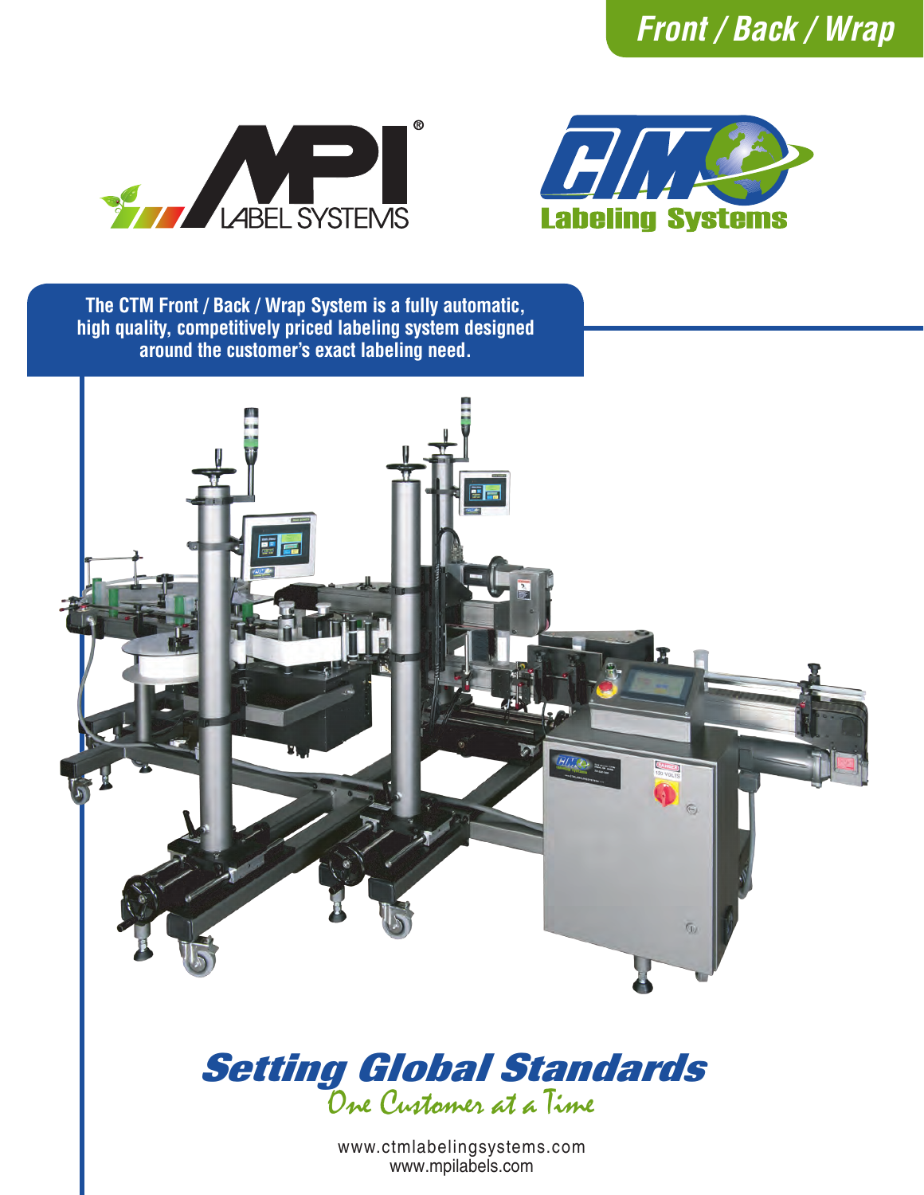# Front / Back / Wrap

MPI® LABEL SYSTEMS

CTM Labeling Systems

**The CTM Front / Back / Wrap System is a fully automatic, high quality, competitively priced labeling system designed around the customer's exact labeling need.**

## *Setting Global Standards*

*One Customer at a Time*

www.ctmlabelingsystems.com
www.mpilabels.com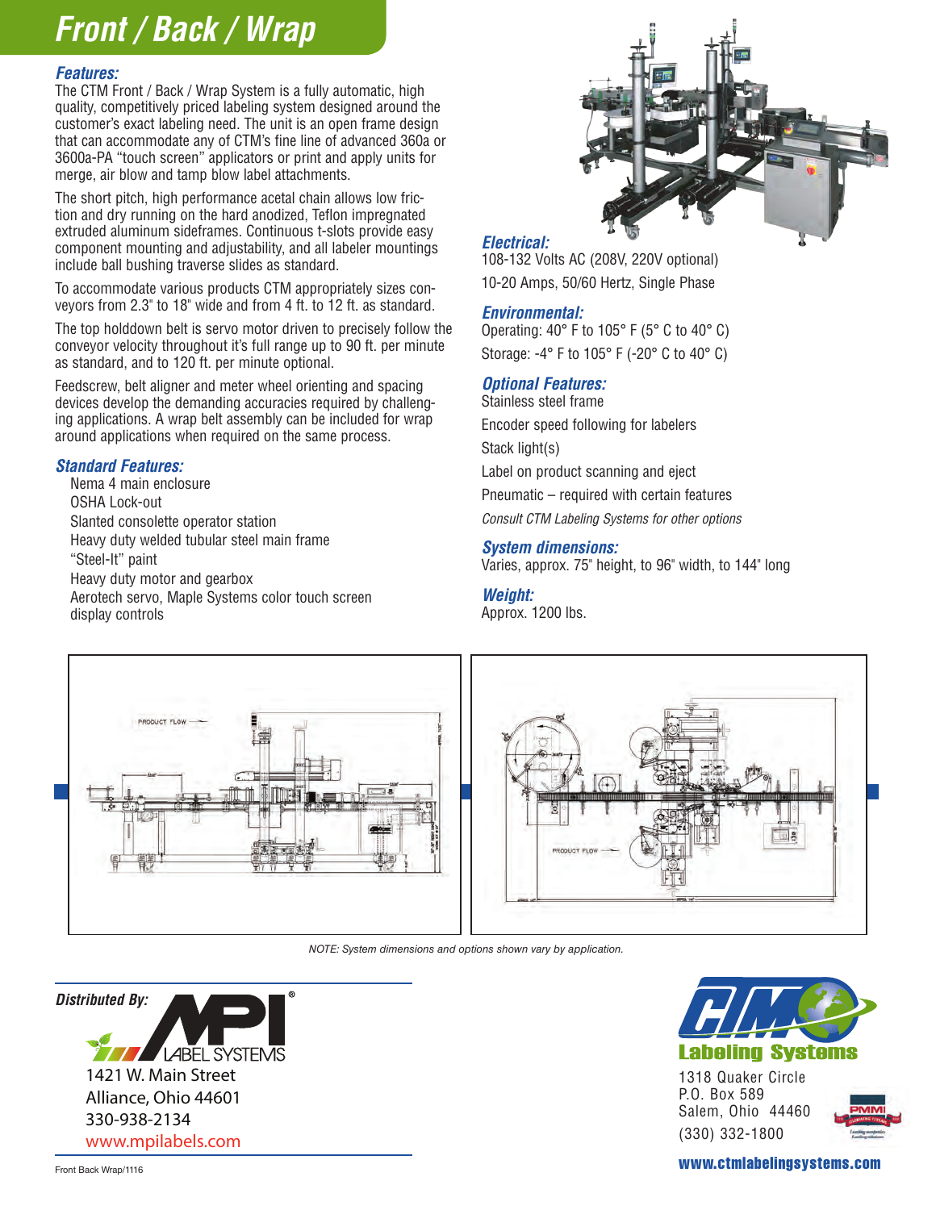# Front / Back / Wrap

### *Features:*

The CTM Front / Back / Wrap System is a fully automatic, high quality, competitively priced labeling system designed around the customer's exact labeling need. The unit is an open frame design that can accommodate any of CTM's fine line of advanced 360a or 3600a-PA "touch screen" applicators or print and apply units for merge, air blow and tamp blow label attachments.

The short pitch, high performance acetal chain allows low friction and dry running on the hard anodized, Teflon impregnated extruded aluminum sideframes. Continuous t-slots provide easy component mounting and adjustability, and all labeler mountings include ball bushing traverse slides as standard.

To accommodate various products CTM appropriately sizes conveyors from 2.3" to 18" wide and from 4 ft. to 12 ft. as standard.

The top holddown belt is servo motor driven to precisely follow the conveyor velocity throughout it's full range up to 90 ft. per minute as standard, and to 120 ft. per minute optional.

Feedscrew, belt aligner and meter wheel orienting and spacing devices develop the demanding accuracies required by challenging applications. A wrap belt assembly can be included for wrap around applications when required on the same process.

### *Standard Features:*

Nema 4 main enclosure
OSHA Lock-out
Slanted consolette operator station
Heavy duty welded tubular steel main frame
"Steel-It" paint
Heavy duty motor and gearbox
Aerotech servo, Maple Systems color touch screen display controls

### *Electrical:*

108-132 Volts AC (208V, 220V optional)

10-20 Amps, 50/60 Hertz, Single Phase

### *Environmental:*

Operating: 40° F to 105° F (5° C to 40° C)

Storage: -4° F to 105° F (-20° C to 40° C)

### *Optional Features:*

Stainless steel frame

Encoder speed following for labelers

Stack light(s)

Label on product scanning and eject

Pneumatic – required with certain features

*Consult CTM Labeling Systems for other options*

### *System dimensions:*

Varies, approx. 75" height, to 96" width, to 144" long

### *Weight:*

Approx. 1200 lbs.

PRODUCT FLOW

PRODUCT FLOW

*NOTE: System dimensions and options shown vary by application.*

*Distributed By:*

MPI® LABEL SYSTEMS
1421 W. Main Street
Alliance, Ohio 44601
330-938-2134
www.mpilabels.com

CTM Labeling Systems
1318 Quaker Circle
P.O. Box 589
Salem, Ohio 44460
(330) 332-1800

PMMI

www.ctmlabelingsystems.com

Front Back Wrap/1116